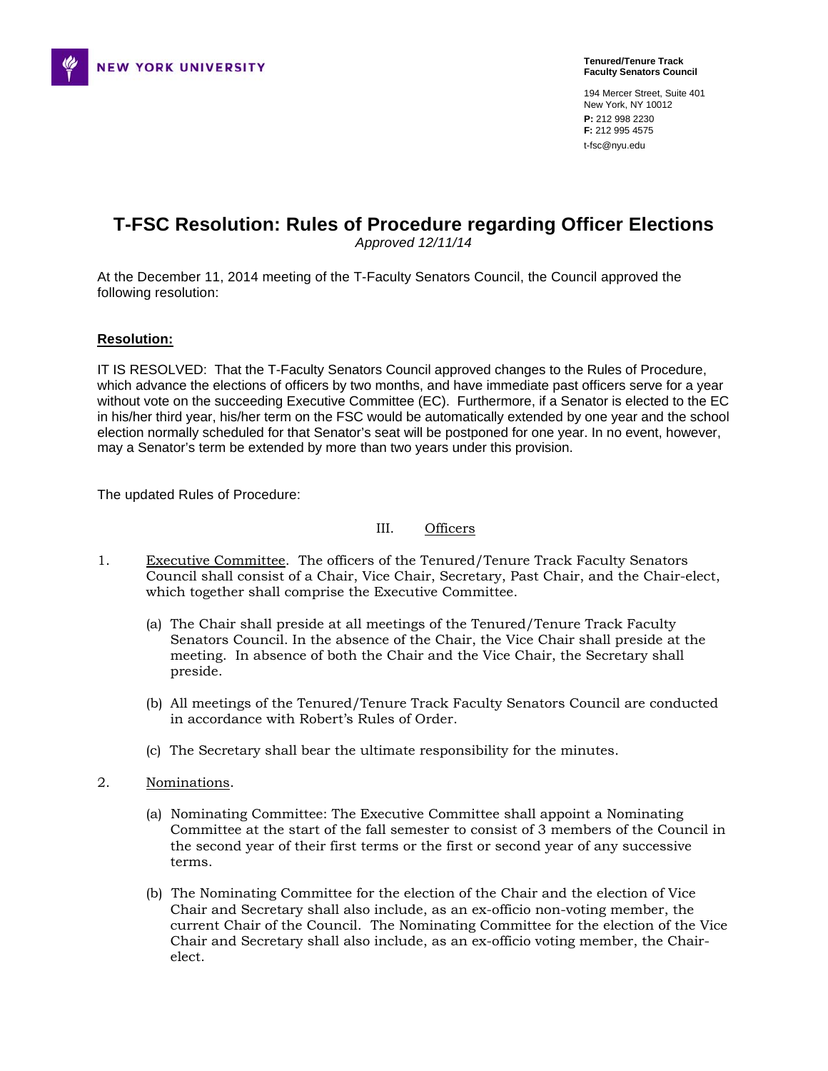NEW YORK UNIVERSITY

**Tenured/Tenure Track Faculty Senators Council**

194 Mercer Street, Suite 401
New York, NY 10012
**P:** 212 998 2230
**F:** 212 995 4575
t-fsc@nyu.edu

# T-FSC Resolution: Rules of Procedure regarding Officer Elections

*Approved 12/11/14*

At the December 11, 2014 meeting of the T-Faculty Senators Council, the Council approved the following resolution:

**Resolution:**

IT IS RESOLVED: That the T-Faculty Senators Council approved changes to the Rules of Procedure, which advance the elections of officers by two months, and have immediate past officers serve for a year without vote on the succeeding Executive Committee (EC). Furthermore, if a Senator is elected to the EC in his/her third year, his/her term on the FSC would be automatically extended by one year and the school election normally scheduled for that Senator's seat will be postponed for one year. In no event, however, may a Senator's term be extended by more than two years under this provision.

The updated Rules of Procedure:

## III. Officers

1. Executive Committee. The officers of the Tenured/Tenure Track Faculty Senators Council shall consist of a Chair, Vice Chair, Secretary, Past Chair, and the Chair-elect, which together shall comprise the Executive Committee.

   (a) The Chair shall preside at all meetings of the Tenured/Tenure Track Faculty Senators Council. In the absence of the Chair, the Vice Chair shall preside at the meeting. In absence of both the Chair and the Vice Chair, the Secretary shall preside.

   (b) All meetings of the Tenured/Tenure Track Faculty Senators Council are conducted in accordance with Robert's Rules of Order.

   (c) The Secretary shall bear the ultimate responsibility for the minutes.

2. Nominations.

   (a) Nominating Committee: The Executive Committee shall appoint a Nominating Committee at the start of the fall semester to consist of 3 members of the Council in the second year of their first terms or the first or second year of any successive terms.

   (b) The Nominating Committee for the election of the Chair and the election of Vice Chair and Secretary shall also include, as an ex-officio non-voting member, the current Chair of the Council. The Nominating Committee for the election of the Vice Chair and Secretary shall also include, as an ex-officio voting member, the Chair-elect.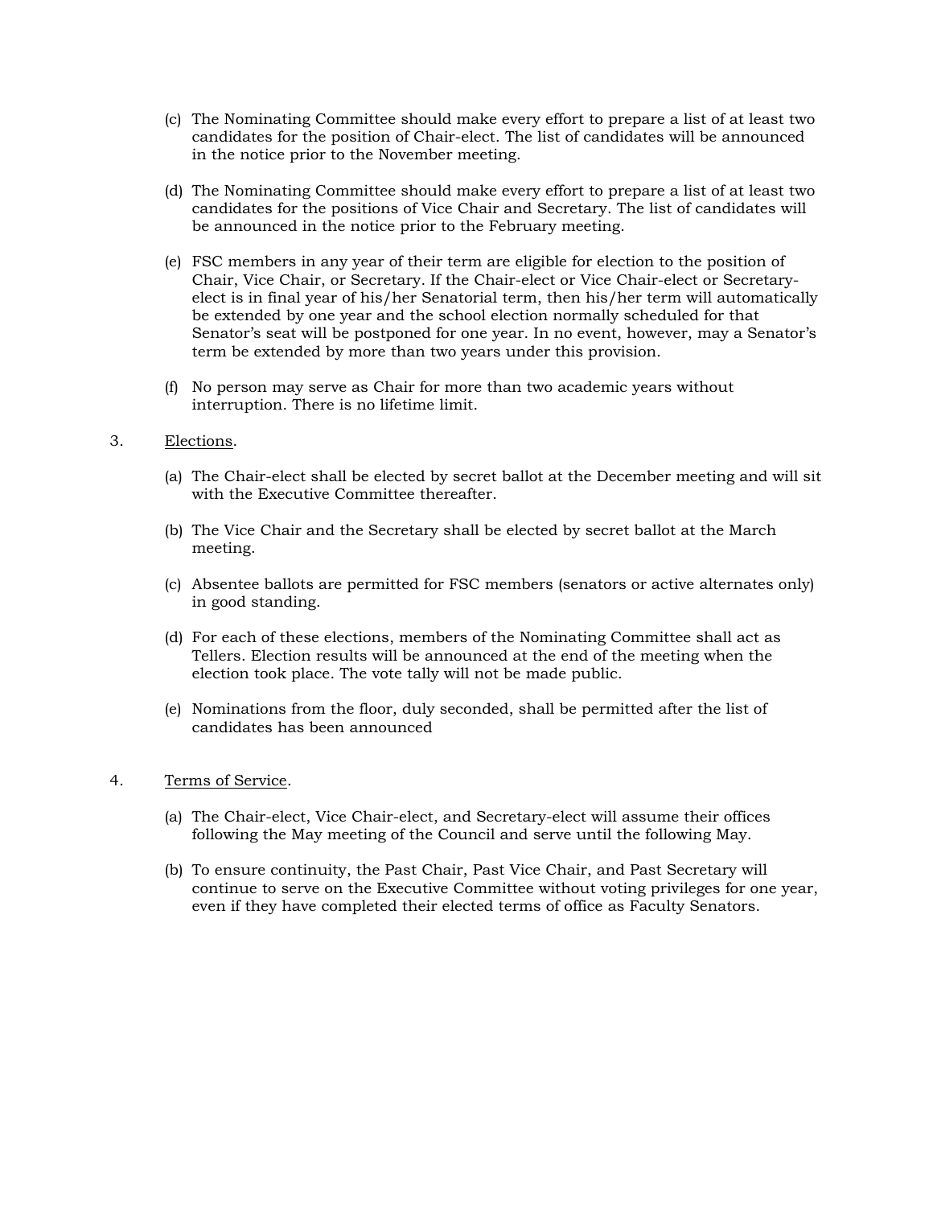(c) The Nominating Committee should make every effort to prepare a list of at least two candidates for the position of Chair-elect. The list of candidates will be announced in the notice prior to the November meeting.

(d) The Nominating Committee should make every effort to prepare a list of at least two candidates for the positions of Vice Chair and Secretary. The list of candidates will be announced in the notice prior to the February meeting.

(e) FSC members in any year of their term are eligible for election to the position of Chair, Vice Chair, or Secretary. If the Chair-elect or Vice Chair-elect or Secretary-elect is in final year of his/her Senatorial term, then his/her term will automatically be extended by one year and the school election normally scheduled for that Senator's seat will be postponed for one year. In no event, however, may a Senator's term be extended by more than two years under this provision.

(f) No person may serve as Chair for more than two academic years without interruption. There is no lifetime limit.

3. <u>Elections</u>.

(a) The Chair-elect shall be elected by secret ballot at the December meeting and will sit with the Executive Committee thereafter.

(b) The Vice Chair and the Secretary shall be elected by secret ballot at the March meeting.

(c) Absentee ballots are permitted for FSC members (senators or active alternates only) in good standing.

(d) For each of these elections, members of the Nominating Committee shall act as Tellers. Election results will be announced at the end of the meeting when the election took place. The vote tally will not be made public.

(e) Nominations from the floor, duly seconded, shall be permitted after the list of candidates has been announced

4. <u>Terms of Service</u>.

(a) The Chair-elect, Vice Chair-elect, and Secretary-elect will assume their offices following the May meeting of the Council and serve until the following May.

(b) To ensure continuity, the Past Chair, Past Vice Chair, and Past Secretary will continue to serve on the Executive Committee without voting privileges for one year, even if they have completed their elected terms of office as Faculty Senators.